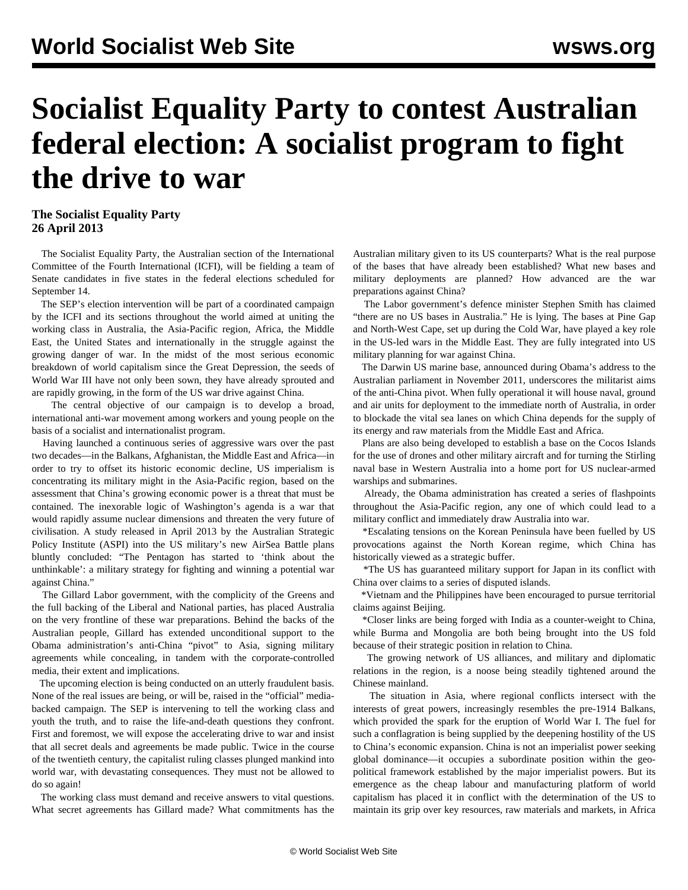# Socialist Equality Party to contest Australian federal election: A socialist program to fight the drive to war

**The Socialist Equality Party**
**26 April 2013**

The Socialist Equality Party, the Australian section of the International Committee of the Fourth International (ICFI), will be fielding a team of Senate candidates in five states in the federal elections scheduled for September 14.

The SEP's election intervention will be part of a coordinated campaign by the ICFI and its sections throughout the world aimed at uniting the working class in Australia, the Asia-Pacific region, Africa, the Middle East, the United States and internationally in the struggle against the growing danger of war. In the midst of the most serious economic breakdown of world capitalism since the Great Depression, the seeds of World War III have not only been sown, they have already sprouted and are rapidly growing, in the form of the US war drive against China.

The central objective of our campaign is to develop a broad, international anti-war movement among workers and young people on the basis of a socialist and internationalist program.

Having launched a continuous series of aggressive wars over the past two decades—in the Balkans, Afghanistan, the Middle East and Africa—in order to try to offset its historic economic decline, US imperialism is concentrating its military might in the Asia-Pacific region, based on the assessment that China's growing economic power is a threat that must be contained. The inexorable logic of Washington's agenda is a war that would rapidly assume nuclear dimensions and threaten the very future of civilisation. A study released in April 2013 by the Australian Strategic Policy Institute (ASPI) into the US military's new AirSea Battle plans bluntly concluded: "The Pentagon has started to 'think about the unthinkable': a military strategy for fighting and winning a potential war against China."

The Gillard Labor government, with the complicity of the Greens and the full backing of the Liberal and National parties, has placed Australia on the very frontline of these war preparations. Behind the backs of the Australian people, Gillard has extended unconditional support to the Obama administration's anti-China "pivot" to Asia, signing military agreements while concealing, in tandem with the corporate-controlled media, their extent and implications.

The upcoming election is being conducted on an utterly fraudulent basis. None of the real issues are being, or will be, raised in the "official" media-backed campaign. The SEP is intervening to tell the working class and youth the truth, and to raise the life-and-death questions they confront. First and foremost, we will expose the accelerating drive to war and insist that all secret deals and agreements be made public. Twice in the course of the twentieth century, the capitalist ruling classes plunged mankind into world war, with devastating consequences. They must not be allowed to do so again!

The working class must demand and receive answers to vital questions. What secret agreements has Gillard made? What commitments has the Australian military given to its US counterparts? What is the real purpose of the bases that have already been established? What new bases and military deployments are planned? How advanced are the war preparations against China?

The Labor government's defence minister Stephen Smith has claimed "there are no US bases in Australia." He is lying. The bases at Pine Gap and North-West Cape, set up during the Cold War, have played a key role in the US-led wars in the Middle East. They are fully integrated into US military planning for war against China.

The Darwin US marine base, announced during Obama's address to the Australian parliament in November 2011, underscores the militarist aims of the anti-China pivot. When fully operational it will house naval, ground and air units for deployment to the immediate north of Australia, in order to blockade the vital sea lanes on which China depends for the supply of its energy and raw materials from the Middle East and Africa.

Plans are also being developed to establish a base on the Cocos Islands for the use of drones and other military aircraft and for turning the Stirling naval base in Western Australia into a home port for US nuclear-armed warships and submarines.

Already, the Obama administration has created a series of flashpoints throughout the Asia-Pacific region, any one of which could lead to a military conflict and immediately draw Australia into war.

*Escalating tensions on the Korean Peninsula have been fuelled by US provocations against the North Korean regime, which China has historically viewed as a strategic buffer.

*The US has guaranteed military support for Japan in its conflict with China over claims to a series of disputed islands.

*Vietnam and the Philippines have been encouraged to pursue territorial claims against Beijing.

*Closer links are being forged with India as a counter-weight to China, while Burma and Mongolia are both being brought into the US fold because of their strategic position in relation to China.

The growing network of US alliances, and military and diplomatic relations in the region, is a noose being steadily tightened around the Chinese mainland.

The situation in Asia, where regional conflicts intersect with the interests of great powers, increasingly resembles the pre-1914 Balkans, which provided the spark for the eruption of World War I. The fuel for such a conflagration is being supplied by the deepening hostility of the US to China's economic expansion. China is not an imperialist power seeking global dominance—it occupies a subordinate position within the geo-political framework established by the major imperialist powers. But its emergence as the cheap labour and manufacturing platform of world capitalism has placed it in conflict with the determination of the US to maintain its grip over key resources, raw materials and markets, in Africa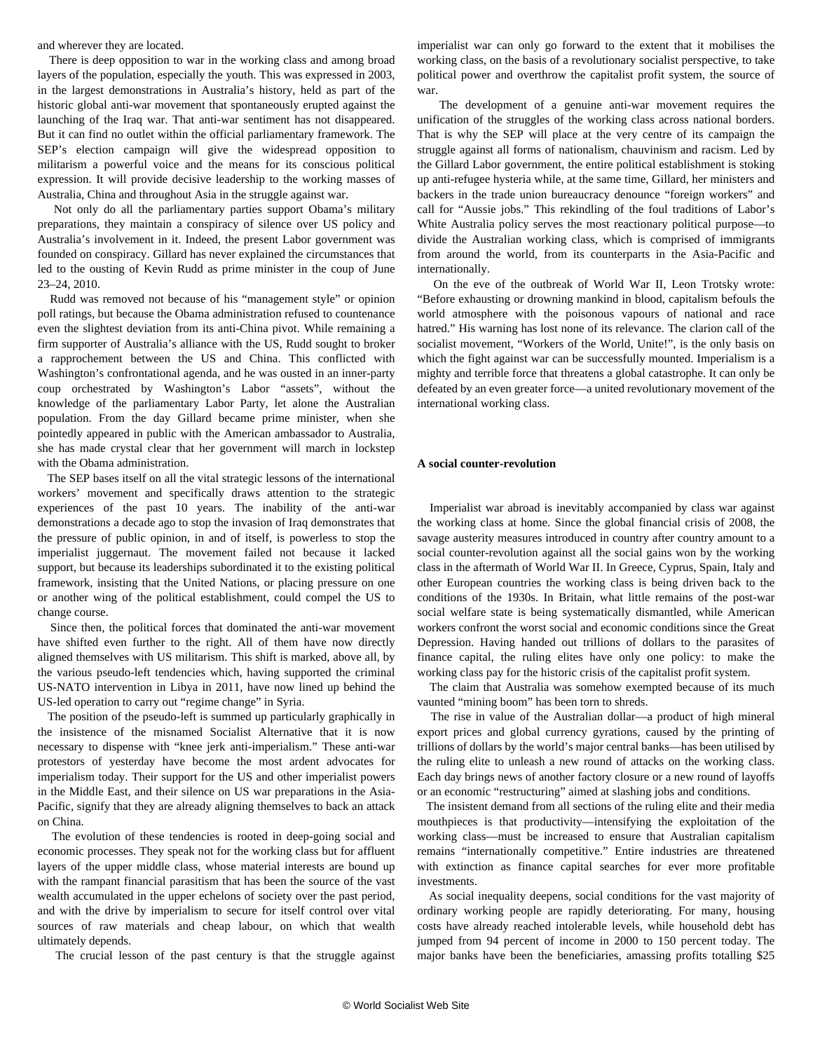and wherever they are located.

There is deep opposition to war in the working class and among broad layers of the population, especially the youth. This was expressed in 2003, in the largest demonstrations in Australia's history, held as part of the historic global anti-war movement that spontaneously erupted against the launching of the Iraq war. That anti-war sentiment has not disappeared. But it can find no outlet within the official parliamentary framework. The SEP's election campaign will give the widespread opposition to militarism a powerful voice and the means for its conscious political expression. It will provide decisive leadership to the working masses of Australia, China and throughout Asia in the struggle against war.

Not only do all the parliamentary parties support Obama's military preparations, they maintain a conspiracy of silence over US policy and Australia's involvement in it. Indeed, the present Labor government was founded on conspiracy. Gillard has never explained the circumstances that led to the ousting of Kevin Rudd as prime minister in the coup of June 23–24, 2010.

Rudd was removed not because of his "management style" or opinion poll ratings, but because the Obama administration refused to countenance even the slightest deviation from its anti-China pivot. While remaining a firm supporter of Australia's alliance with the US, Rudd sought to broker a rapprochement between the US and China. This conflicted with Washington's confrontational agenda, and he was ousted in an inner-party coup orchestrated by Washington's Labor "assets", without the knowledge of the parliamentary Labor Party, let alone the Australian population. From the day Gillard became prime minister, when she pointedly appeared in public with the American ambassador to Australia, she has made crystal clear that her government will march in lockstep with the Obama administration.

The SEP bases itself on all the vital strategic lessons of the international workers' movement and specifically draws attention to the strategic experiences of the past 10 years. The inability of the anti-war demonstrations a decade ago to stop the invasion of Iraq demonstrates that the pressure of public opinion, in and of itself, is powerless to stop the imperialist juggernaut. The movement failed not because it lacked support, but because its leaderships subordinated it to the existing political framework, insisting that the United Nations, or placing pressure on one or another wing of the political establishment, could compel the US to change course.

Since then, the political forces that dominated the anti-war movement have shifted even further to the right. All of them have now directly aligned themselves with US militarism. This shift is marked, above all, by the various pseudo-left tendencies which, having supported the criminal US-NATO intervention in Libya in 2011, have now lined up behind the US-led operation to carry out "regime change" in Syria.

The position of the pseudo-left is summed up particularly graphically in the insistence of the misnamed Socialist Alternative that it is now necessary to dispense with "knee jerk anti-imperialism." These anti-war protestors of yesterday have become the most ardent advocates for imperialism today. Their support for the US and other imperialist powers in the Middle East, and their silence on US war preparations in the Asia-Pacific, signify that they are already aligning themselves to back an attack on China.

The evolution of these tendencies is rooted in deep-going social and economic processes. They speak not for the working class but for affluent layers of the upper middle class, whose material interests are bound up with the rampant financial parasitism that has been the source of the vast wealth accumulated in the upper echelons of society over the past period, and with the drive by imperialism to secure for itself control over vital sources of raw materials and cheap labour, on which that wealth ultimately depends.

The crucial lesson of the past century is that the struggle against imperialist war can only go forward to the extent that it mobilises the working class, on the basis of a revolutionary socialist perspective, to take political power and overthrow the capitalist profit system, the source of war.

The development of a genuine anti-war movement requires the unification of the struggles of the working class across national borders. That is why the SEP will place at the very centre of its campaign the struggle against all forms of nationalism, chauvinism and racism. Led by the Gillard Labor government, the entire political establishment is stoking up anti-refugee hysteria while, at the same time, Gillard, her ministers and backers in the trade union bureaucracy denounce "foreign workers" and call for "Aussie jobs." This rekindling of the foul traditions of Labor's White Australia policy serves the most reactionary political purpose—to divide the Australian working class, which is comprised of immigrants from around the world, from its counterparts in the Asia-Pacific and internationally.

On the eve of the outbreak of World War II, Leon Trotsky wrote: "Before exhausting or drowning mankind in blood, capitalism befouls the world atmosphere with the poisonous vapours of national and race hatred." His warning has lost none of its relevance. The clarion call of the socialist movement, "Workers of the World, Unite!", is the only basis on which the fight against war can be successfully mounted. Imperialism is a mighty and terrible force that threatens a global catastrophe. It can only be defeated by an even greater force—a united revolutionary movement of the international working class.

**A social counter-revolution**

Imperialist war abroad is inevitably accompanied by class war against the working class at home. Since the global financial crisis of 2008, the savage austerity measures introduced in country after country amount to a social counter-revolution against all the social gains won by the working class in the aftermath of World War II. In Greece, Cyprus, Spain, Italy and other European countries the working class is being driven back to the conditions of the 1930s. In Britain, what little remains of the post-war social welfare state is being systematically dismantled, while American workers confront the worst social and economic conditions since the Great Depression. Having handed out trillions of dollars to the parasites of finance capital, the ruling elites have only one policy: to make the working class pay for the historic crisis of the capitalist profit system.

The claim that Australia was somehow exempted because of its much vaunted "mining boom" has been torn to shreds.

The rise in value of the Australian dollar—a product of high mineral export prices and global currency gyrations, caused by the printing of trillions of dollars by the world's major central banks—has been utilised by the ruling elite to unleash a new round of attacks on the working class. Each day brings news of another factory closure or a new round of layoffs or an economic "restructuring" aimed at slashing jobs and conditions.

The insistent demand from all sections of the ruling elite and their media mouthpieces is that productivity—intensifying the exploitation of the working class—must be increased to ensure that Australian capitalism remains "internationally competitive." Entire industries are threatened with extinction as finance capital searches for ever more profitable investments.

As social inequality deepens, social conditions for the vast majority of ordinary working people are rapidly deteriorating. For many, housing costs have already reached intolerable levels, while household debt has jumped from 94 percent of income in 2000 to 150 percent today. The major banks have been the beneficiaries, amassing profits totalling $25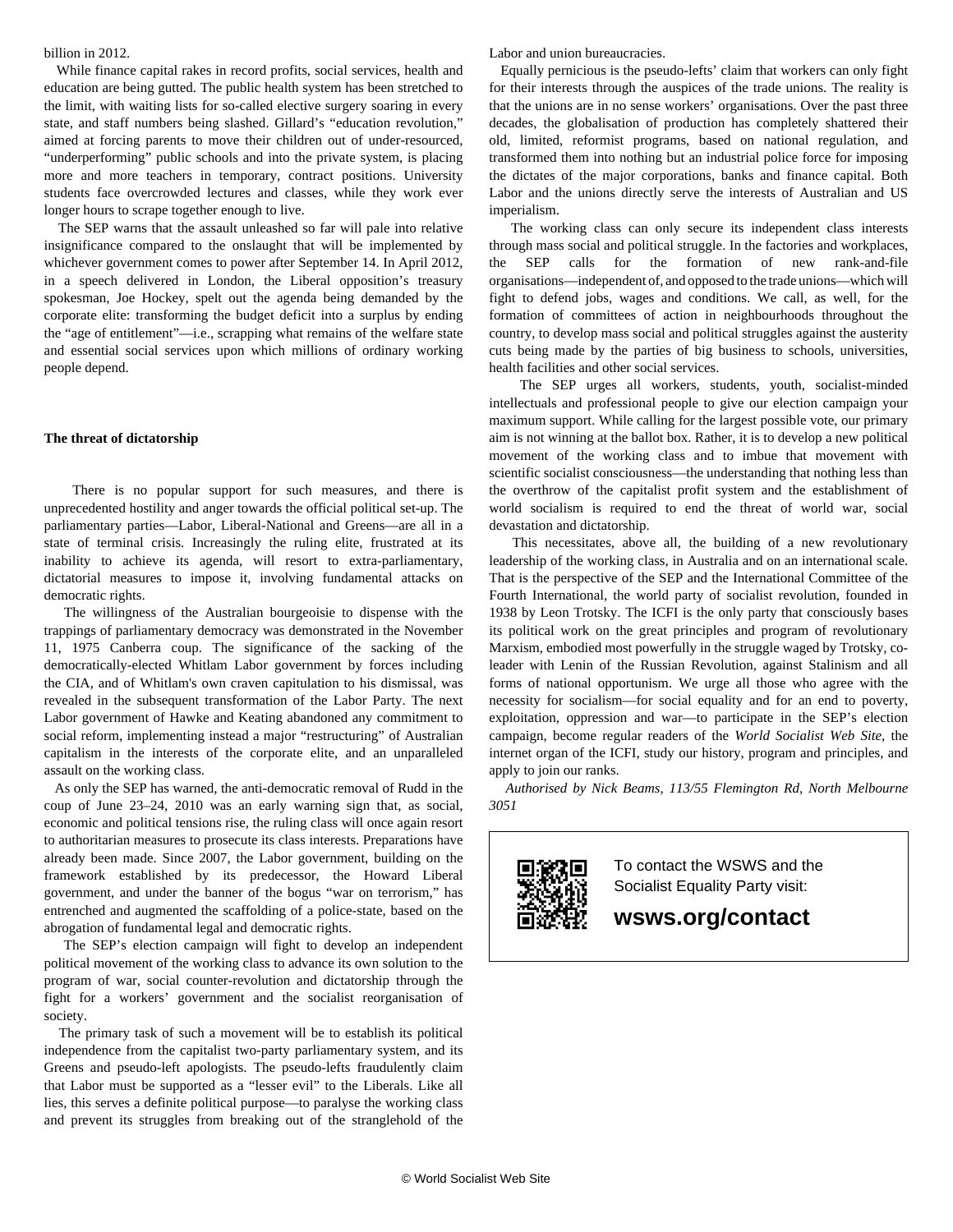billion in 2012.

While finance capital rakes in record profits, social services, health and education are being gutted. The public health system has been stretched to the limit, with waiting lists for so-called elective surgery soaring in every state, and staff numbers being slashed. Gillard's "education revolution," aimed at forcing parents to move their children out of under-resourced, "underperforming" public schools and into the private system, is placing more and more teachers in temporary, contract positions. University students face overcrowded lectures and classes, while they work ever longer hours to scrape together enough to live.

The SEP warns that the assault unleashed so far will pale into relative insignificance compared to the onslaught that will be implemented by whichever government comes to power after September 14. In April 2012, in a speech delivered in London, the Liberal opposition's treasury spokesman, Joe Hockey, spelt out the agenda being demanded by the corporate elite: transforming the budget deficit into a surplus by ending the "age of entitlement"—i.e., scrapping what remains of the welfare state and essential social services upon which millions of ordinary working people depend.

**The threat of dictatorship**

There is no popular support for such measures, and there is unprecedented hostility and anger towards the official political set-up. The parliamentary parties—Labor, Liberal-National and Greens—are all in a state of terminal crisis. Increasingly the ruling elite, frustrated at its inability to achieve its agenda, will resort to extra-parliamentary, dictatorial measures to impose it, involving fundamental attacks on democratic rights.

The willingness of the Australian bourgeoisie to dispense with the trappings of parliamentary democracy was demonstrated in the November 11, 1975 Canberra coup. The significance of the sacking of the democratically-elected Whitlam Labor government by forces including the CIA, and of Whitlam's own craven capitulation to his dismissal, was revealed in the subsequent transformation of the Labor Party. The next Labor government of Hawke and Keating abandoned any commitment to social reform, implementing instead a major "restructuring" of Australian capitalism in the interests of the corporate elite, and an unparalleled assault on the working class.

As only the SEP has warned, the anti-democratic removal of Rudd in the coup of June 23–24, 2010 was an early warning sign that, as social, economic and political tensions rise, the ruling class will once again resort to authoritarian measures to prosecute its class interests. Preparations have already been made. Since 2007, the Labor government, building on the framework established by its predecessor, the Howard Liberal government, and under the banner of the bogus "war on terrorism," has entrenched and augmented the scaffolding of a police-state, based on the abrogation of fundamental legal and democratic rights.

The SEP's election campaign will fight to develop an independent political movement of the working class to advance its own solution to the program of war, social counter-revolution and dictatorship through the fight for a workers' government and the socialist reorganisation of society.

The primary task of such a movement will be to establish its political independence from the capitalist two-party parliamentary system, and its Greens and pseudo-left apologists. The pseudo-lefts fraudulently claim that Labor must be supported as a "lesser evil" to the Liberals. Like all lies, this serves a definite political purpose—to paralyse the working class and prevent its struggles from breaking out of the stranglehold of the Labor and union bureaucracies.

Equally pernicious is the pseudo-lefts' claim that workers can only fight for their interests through the auspices of the trade unions. The reality is that the unions are in no sense workers' organisations. Over the past three decades, the globalisation of production has completely shattered their old, limited, reformist programs, based on national regulation, and transformed them into nothing but an industrial police force for imposing the dictates of the major corporations, banks and finance capital. Both Labor and the unions directly serve the interests of Australian and US imperialism.

The working class can only secure its independent class interests through mass social and political struggle. In the factories and workplaces, the SEP calls for the formation of new rank-and-file organisations—independent of, and opposed to the trade unions—which will fight to defend jobs, wages and conditions. We call, as well, for the formation of committees of action in neighbourhoods throughout the country, to develop mass social and political struggles against the austerity cuts being made by the parties of big business to schools, universities, health facilities and other social services.

The SEP urges all workers, students, youth, socialist-minded intellectuals and professional people to give our election campaign your maximum support. While calling for the largest possible vote, our primary aim is not winning at the ballot box. Rather, it is to develop a new political movement of the working class and to imbue that movement with scientific socialist consciousness—the understanding that nothing less than the overthrow of the capitalist profit system and the establishment of world socialism is required to end the threat of world war, social devastation and dictatorship.

This necessitates, above all, the building of a new revolutionary leadership of the working class, in Australia and on an international scale. That is the perspective of the SEP and the International Committee of the Fourth International, the world party of socialist revolution, founded in 1938 by Leon Trotsky. The ICFI is the only party that consciously bases its political work on the great principles and program of revolutionary Marxism, embodied most powerfully in the struggle waged by Trotsky, co-leader with Lenin of the Russian Revolution, against Stalinism and all forms of national opportunism. We urge all those who agree with the necessity for socialism—for social equality and for an end to poverty, exploitation, oppression and war—to participate in the SEP's election campaign, become regular readers of the *World Socialist Web Site*, the internet organ of the ICFI, study our history, program and principles, and apply to join our ranks.

*Authorised by Nick Beams, 113/55 Flemington Rd, North Melbourne 3051*

To contact the WSWS and the Socialist Equality Party visit:

**wsws.org/contact**